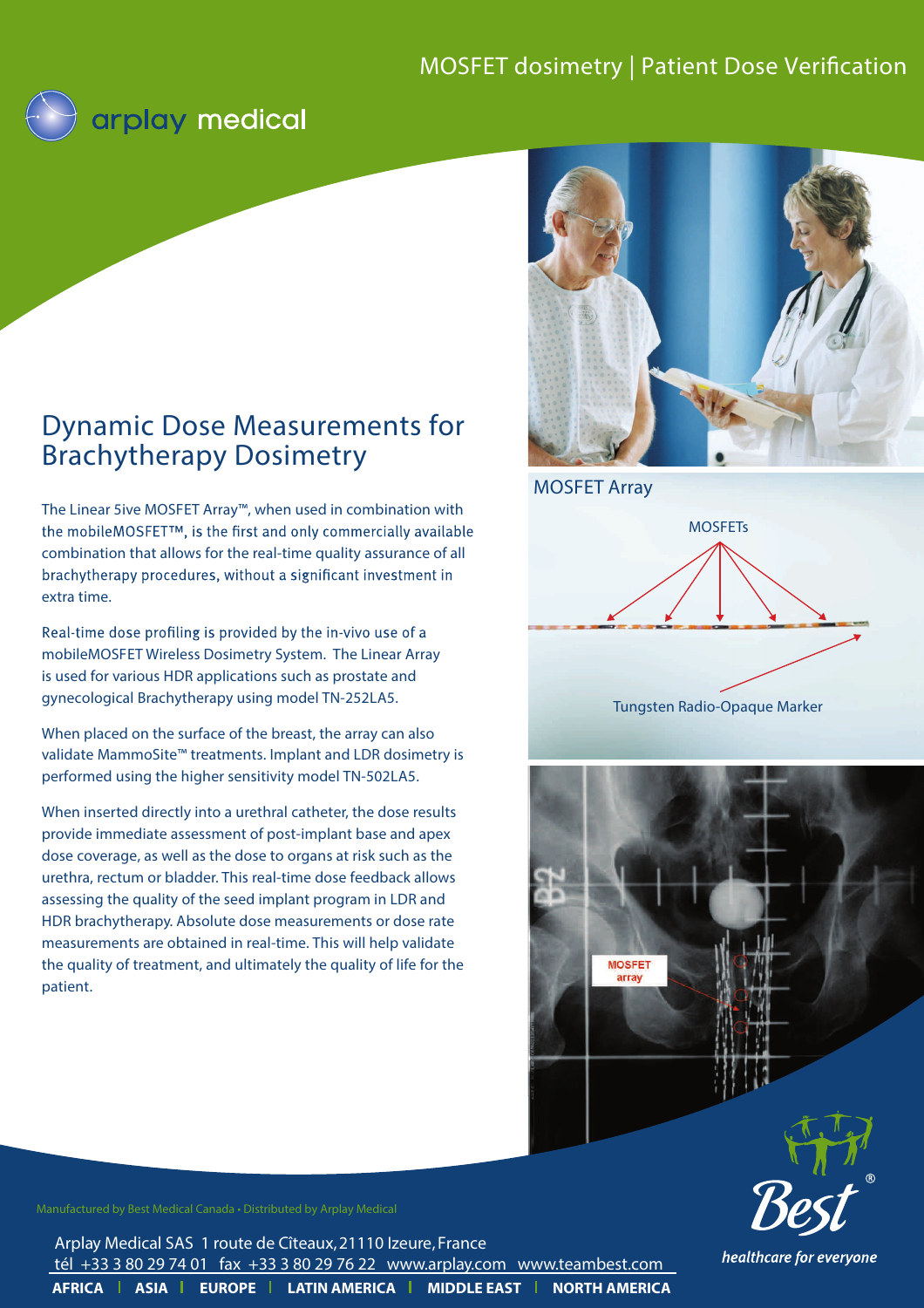MOSFET dosimetry | Patient Dose Verification

arplay medical

# Dynamic Dose Measurements for Brachytherapy Dosimetry

The Linear 5ive MOSFET Array™, when used in combination with the mobileMOSFET™, is the first and only commercially available combination that allows for the real-time quality assurance of all brachytherapy procedures, without a significant investment in extra time.

Real-time dose profiling is provided by the in-vivo use of a mobileMOSFET Wireless Dosimetry System. The Linear Array is used for various HDR applications such as prostate and gynecological Brachytherapy using model TN-252LA5.

When placed on the surface of the breast, the array can also validate MammoSite™ treatments. Implant and LDR dosimetry is performed using the higher sensitivity model TN-502LA5.

When inserted directly into a urethral catheter, the dose results provide immediate assessment of post-implant base and apex dose coverage, as well as the dose to organs at risk such as the urethra, rectum or bladder. This real-time dose feedback allows assessing the quality of the seed implant program in LDR and HDR brachytherapy. Absolute dose measurements or dose rate measurements are obtained in real-time. This will help validate the quality of treatment, and ultimately the quality of life for the patient.

MOSFET Array

MOSFETs

Tungsten Radio-Opaque Marker

MOSFET array

Manufactured by Best Medical Canada • Distributed by Arplay Medical

Arplay Medical SAS 1 route de Cîteaux, 21110 Izeure, France
tél +33 3 80 29 74 01 fax +33 3 80 29 76 22 www.arplay.com www.teambest.com

**AFRICA | ASIA | EUROPE | LATIN AMERICA | MIDDLE EAST | NORTH AMERICA**

Best®
*healthcare for everyone*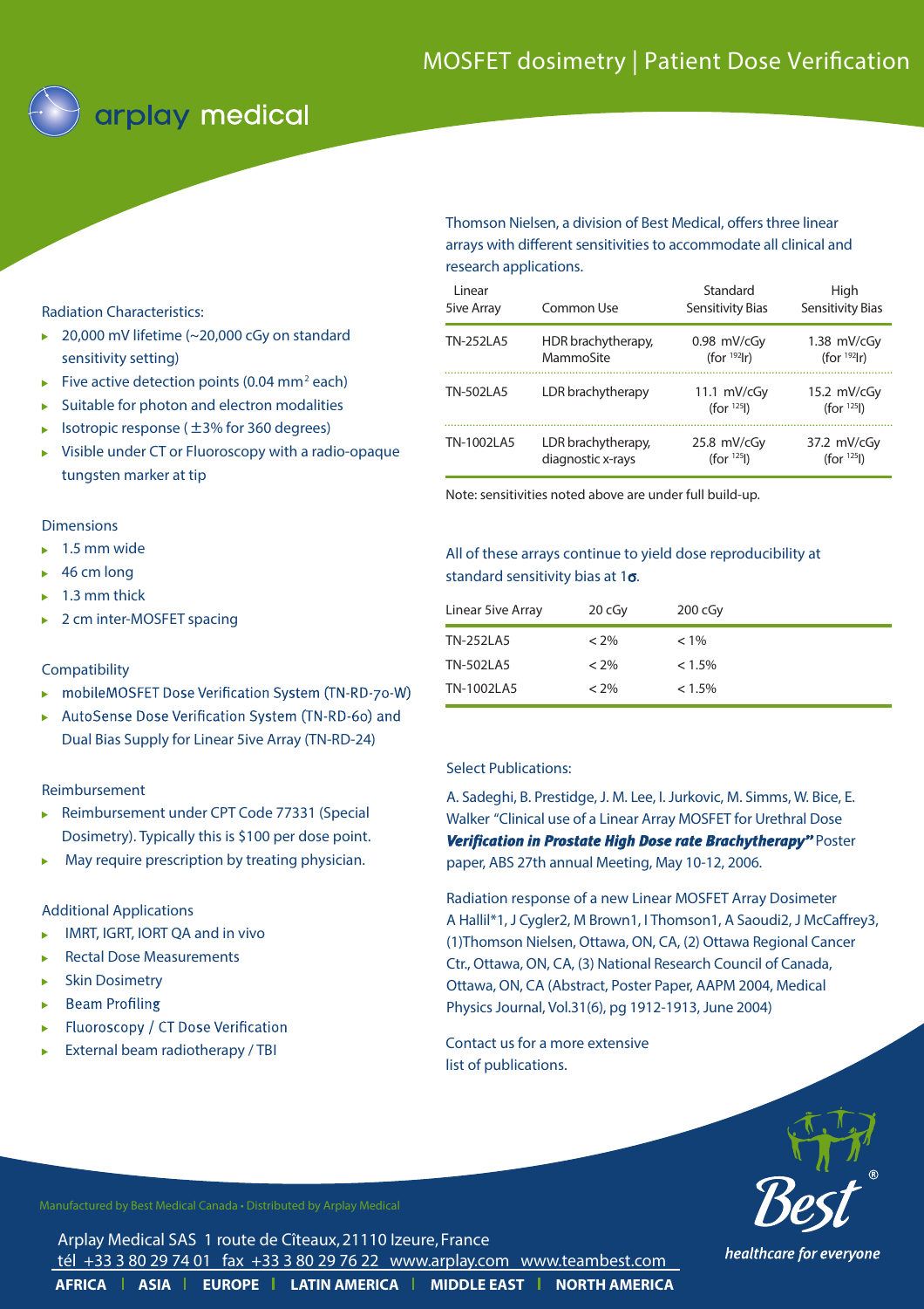# MOSFET dosimetry | Patient Dose Verification

arplay medical

Radiation Characteristics:

- 20,000 mV lifetime (~20,000 cGy on standard sensitivity setting)
- Five active detection points (0.04 mm$^2$ each)
- Suitable for photon and electron modalities
- Isotropic response (±3% for 360 degrees)
- Visible under CT or Fluoroscopy with a radio-opaque tungsten marker at tip

Dimensions

- 1.5 mm wide
- 46 cm long
- 1.3 mm thick
- 2 cm inter-MOSFET spacing

Compatibility

- mobileMOSFET Dose Verification System (TN-RD-70-W)
- AutoSense Dose Verification System (TN-RD-60) and Dual Bias Supply for Linear 5ive Array (TN-RD-24)

Reimbursement

- Reimbursement under CPT Code 77331 (Special Dosimetry). Typically this is $100 per dose point.
- May require prescription by treating physician.

Additional Applications

- IMRT, IGRT, IORT QA and in vivo
- Rectal Dose Measurements
- Skin Dosimetry
- Beam Profiling
- Fluoroscopy / CT Dose Verification
- External beam radiotherapy / TBI

Thomson Nielsen, a division of Best Medical, offers three linear arrays with different sensitivities to accommodate all clinical and research applications.

| Linear 5ive Array | Common Use | Standard Sensitivity Bias | High Sensitivity Bias |
|---|---|---|---|
| TN-252LA5 | HDR brachytherapy, MammoSite | 0.98 mV/cGy (for $^{192}$Ir) | 1.38 mV/cGy (for $^{192}$Ir) |
| TN-502LA5 | LDR brachytherapy | 11.1 mV/cGy (for $^{125}$I) | 15.2 mV/cGy (for $^{125}$I) |
| TN-1002LA5 | LDR brachytherapy, diagnostic x-rays | 25.8 mV/cGy (for $^{125}$I) | 37.2 mV/cGy (for $^{125}$I) |

Note: sensitivities noted above are under full build-up.

All of these arrays continue to yield dose reproducibility at standard sensitivity bias at 1$\sigma$.

| Linear 5ive Array | 20 cGy | 200 cGy |
|---|---|---|
| TN-252LA5 | < 2% | < 1% |
| TN-502LA5 | < 2% | < 1.5% |
| TN-1002LA5 | < 2% | < 1.5% |

Select Publications:

A. Sadeghi, B. Prestidge, J. M. Lee, I. Jurkovic, M. Simms, W. Bice, E. Walker "Clinical use of a Linear Array MOSFET for Urethral Dose ***Verification in Prostate High Dose rate Brachytherapy"*** Poster paper, ABS 27th annual Meeting, May 10-12, 2006.

Radiation response of a new Linear MOSFET Array Dosimeter A Hallil*1, J Cygler2, M Brown1, I Thomson1, A Saoudi2, J McCaffrey3, (1)Thomson Nielsen, Ottawa, ON, CA, (2) Ottawa Regional Cancer Ctr., Ottawa, ON, CA, (3) National Research Council of Canada, Ottawa, ON, CA (Abstract, Poster Paper, AAPM 2004, Medical Physics Journal, Vol.31(6), pg 1912-1913, June 2004)

Contact us for a more extensive list of publications.

Manufactured by Best Medical Canada • Distributed by Arplay Medical

Arplay Medical SAS 1 route de Cîteaux, 21110 Izeure, France
tél +33 3 80 29 74 01 fax +33 3 80 29 76 22 www.arplay.com www.teambest.com

AFRICA | ASIA | EUROPE | LATIN AMERICA | MIDDLE EAST | NORTH AMERICA

Best®
healthcare for everyone